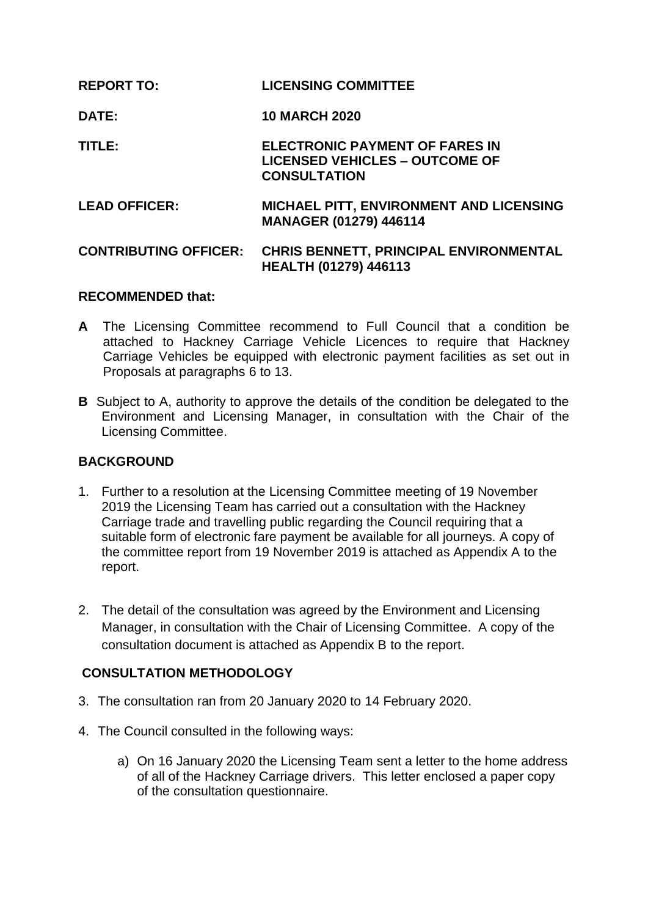**REPORT TO:** **LICENSING COMMITTEE**

**DATE:** **10 MARCH 2020**

**TITLE:** **ELECTRONIC PAYMENT OF FARES IN LICENSED VEHICLES – OUTCOME OF CONSULTATION**

**LEAD OFFICER:** **MICHAEL PITT, ENVIRONMENT AND LICENSING MANAGER (01279) 446114**

**CONTRIBUTING OFFICER:** **CHRIS BENNETT, PRINCIPAL ENVIRONMENTAL HEALTH (01279) 446113**

## RECOMMENDED that:

**A** The Licensing Committee recommend to Full Council that a condition be attached to Hackney Carriage Vehicle Licences to require that Hackney Carriage Vehicles be equipped with electronic payment facilities as set out in Proposals at paragraphs 6 to 13.

**B** Subject to A, authority to approve the details of the condition be delegated to the Environment and Licensing Manager, in consultation with the Chair of the Licensing Committee.

## BACKGROUND

1. Further to a resolution at the Licensing Committee meeting of 19 November 2019 the Licensing Team has carried out a consultation with the Hackney Carriage trade and travelling public regarding the Council requiring that a suitable form of electronic fare payment be available for all journeys. A copy of the committee report from 19 November 2019 is attached as Appendix A to the report.

2. The detail of the consultation was agreed by the Environment and Licensing Manager, in consultation with the Chair of Licensing Committee. A copy of the consultation document is attached as Appendix B to the report.

## CONSULTATION METHODOLOGY

3. The consultation ran from 20 January 2020 to 14 February 2020.

4. The Council consulted in the following ways:

   a) On 16 January 2020 the Licensing Team sent a letter to the home address of all of the Hackney Carriage drivers. This letter enclosed a paper copy of the consultation questionnaire.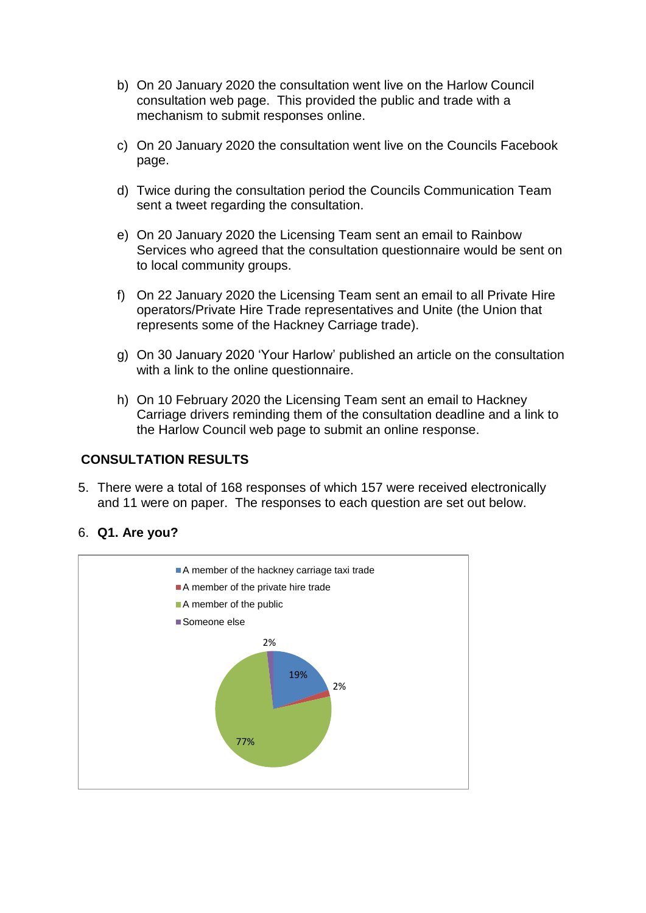b) On 20 January 2020 the consultation went live on the Harlow Council consultation web page. This provided the public and trade with a mechanism to submit responses online.

c) On 20 January 2020 the consultation went live on the Councils Facebook page.

d) Twice during the consultation period the Councils Communication Team sent a tweet regarding the consultation.

e) On 20 January 2020 the Licensing Team sent an email to Rainbow Services who agreed that the consultation questionnaire would be sent on to local community groups.

f) On 22 January 2020 the Licensing Team sent an email to all Private Hire operators/Private Hire Trade representatives and Unite (the Union that represents some of the Hackney Carriage trade).

g) On 30 January 2020 'Your Harlow' published an article on the consultation with a link to the online questionnaire.

h) On 10 February 2020 the Licensing Team sent an email to Hackney Carriage drivers reminding them of the consultation deadline and a link to the Harlow Council web page to submit an online response.

## CONSULTATION RESULTS

5. There were a total of 168 responses of which 157 were received electronically and 11 were on paper. The responses to each question are set out below.

6. **Q1. Are you?**

- A member of the hackney carriage taxi trade
- A member of the private hire trade
- A member of the public
- Someone else

19%

2%

77%

2%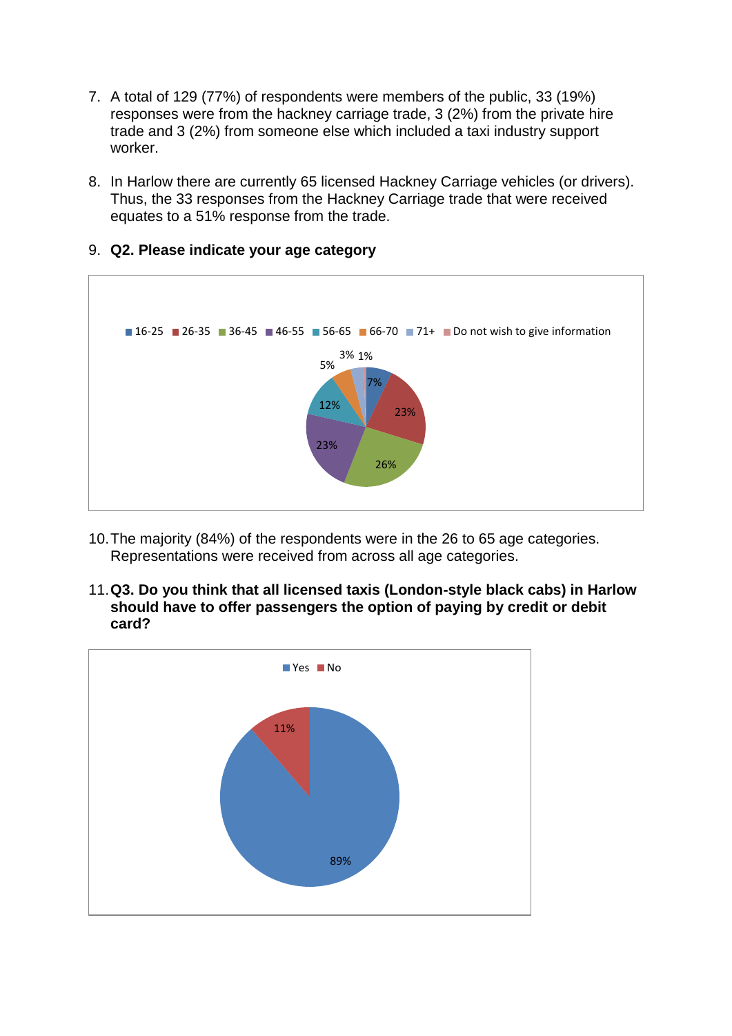7. A total of 129 (77%) of respondents were members of the public, 33 (19%) responses were from the hackney carriage trade, 3 (2%) from the private hire trade and 3 (2%) from someone else which included a taxi industry support worker.

8. In Harlow there are currently 65 licensed Hackney Carriage vehicles (or drivers). Thus, the 33 responses from the Hackney Carriage trade that were received equates to a 51% response from the trade.

9. **Q2. Please indicate your age category**

| Age category | % |
|---|---|
| 16-25 | 7% |
| 26-35 | 23% |
| 36-45 | 26% |
| 46-55 | 23% |
| 56-65 | 12% |
| 66-70 | 5% |
| 71+ | 3% |
| Do not wish to give information | 1% |

10. The majority (84%) of the respondents were in the 26 to 65 age categories. Representations were received from across all age categories.

11. **Q3. Do you think that all licensed taxis (London-style black cabs) in Harlow should have to offer passengers the option of paying by credit or debit card?**

| Response | % |
|---|---|
| Yes | 89% |
| No | 11% |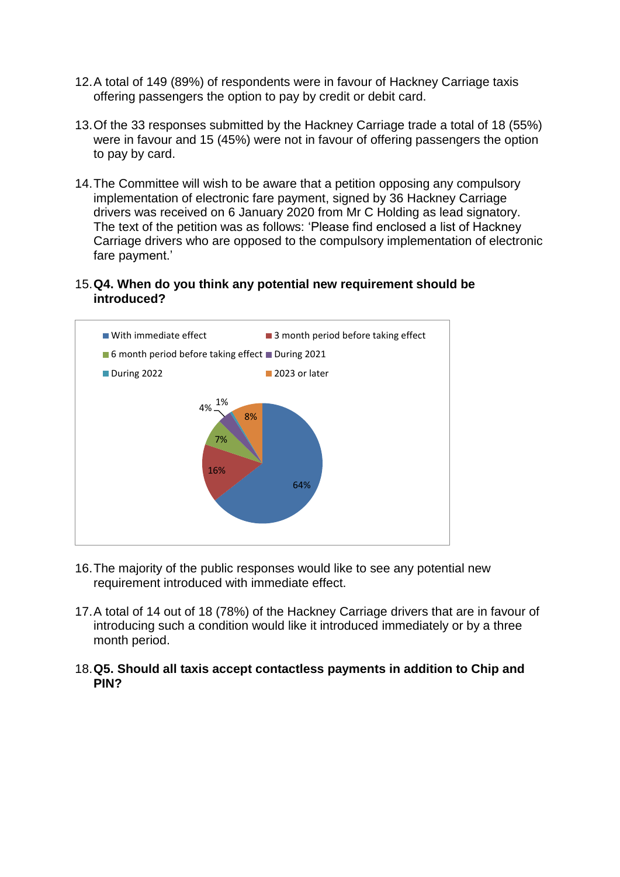12. A total of 149 (89%) of respondents were in favour of Hackney Carriage taxis offering passengers the option to pay by credit or debit card.

13. Of the 33 responses submitted by the Hackney Carriage trade a total of 18 (55%) were in favour and 15 (45%) were not in favour of offering passengers the option to pay by card.

14. The Committee will wish to be aware that a petition opposing any compulsory implementation of electronic fare payment, signed by 36 Hackney Carriage drivers was received on 6 January 2020 from Mr C Holding as lead signatory. The text of the petition was as follows: 'Please find enclosed a list of Hackney Carriage drivers who are opposed to the compulsory implementation of electronic fare payment.'

15. **Q4. When do you think any potential new requirement should be introduced?**

| Response | Percentage |
|---|---|
| With immediate effect | 64% |
| 3 month period before taking effect | 16% |
| 6 month period before taking effect | 7% |
| During 2021 | 4% |
| During 2022 | 1% |
| 2023 or later | 8% |

16. The majority of the public responses would like to see any potential new requirement introduced with immediate effect.

17. A total of 14 out of 18 (78%) of the Hackney Carriage drivers that are in favour of introducing such a condition would like it introduced immediately or by a three month period.

18. **Q5. Should all taxis accept contactless payments in addition to Chip and PIN?**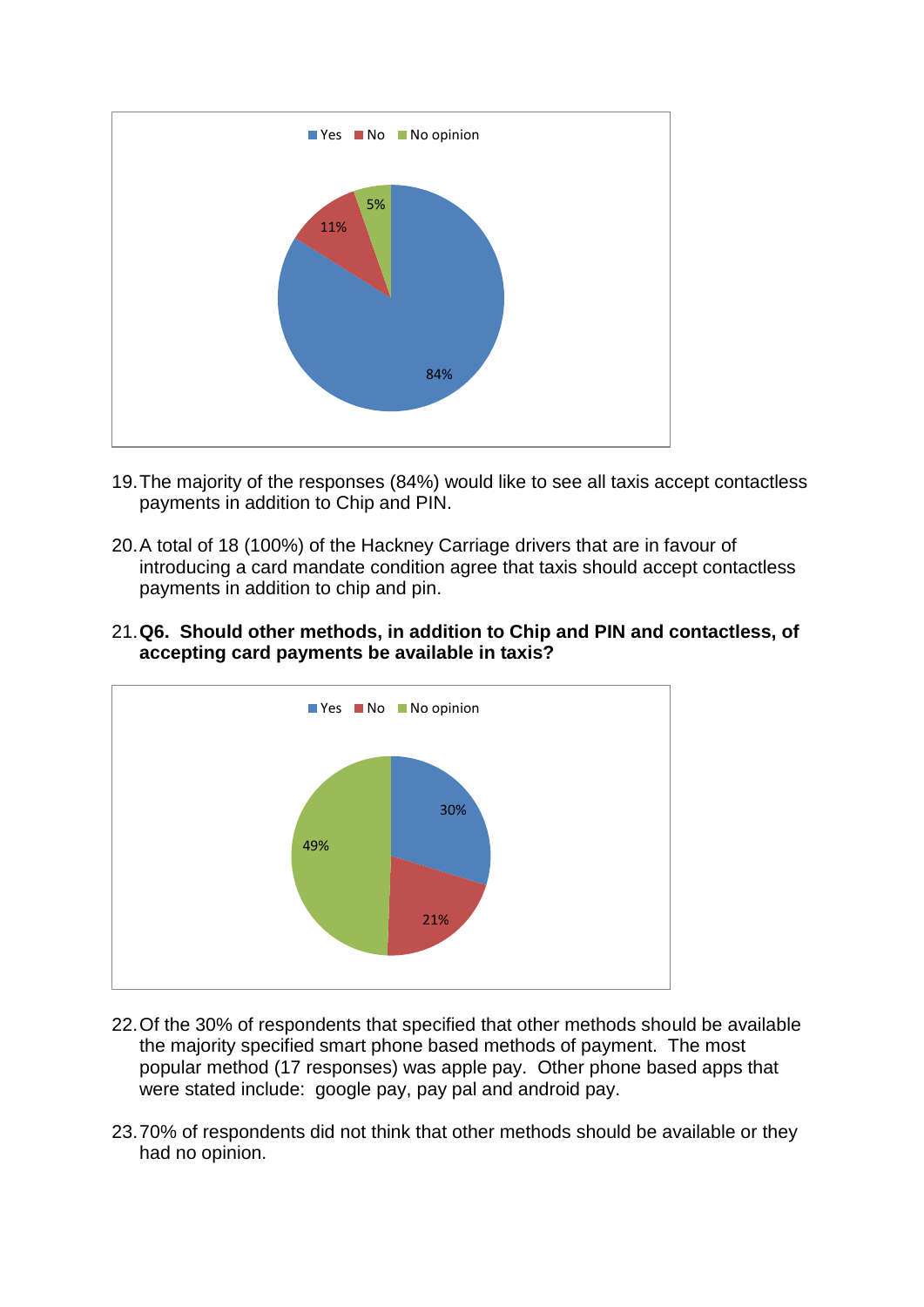19. The majority of the responses (84%) would like to see all taxis accept contactless payments in addition to Chip and PIN.

20. A total of 18 (100%) of the Hackney Carriage drivers that are in favour of introducing a card mandate condition agree that taxis should accept contactless payments in addition to chip and pin.

21. **Q6. Should other methods, in addition to Chip and PIN and contactless, of accepting card payments be available in taxis?**

22. Of the 30% of respondents that specified that other methods should be available the majority specified smart phone based methods of payment. The most popular method (17 responses) was apple pay. Other phone based apps that were stated include: google pay, pay pal and android pay.

23. 70% of respondents did not think that other methods should be available or they had no opinion.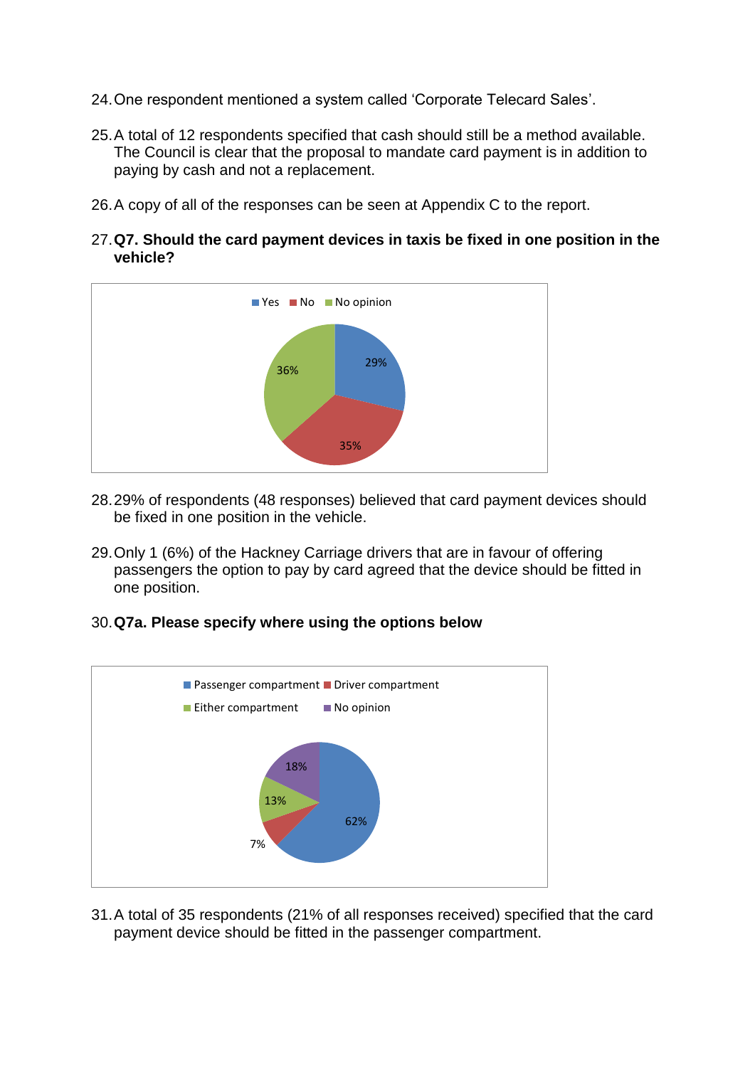24. One respondent mentioned a system called 'Corporate Telecard Sales'.

25. A total of 12 respondents specified that cash should still be a method available. The Council is clear that the proposal to mandate card payment is in addition to paying by cash and not a replacement.

26. A copy of all of the responses can be seen at Appendix C to the report.

27. **Q7. Should the card payment devices in taxis be fixed in one position in the vehicle?**

| Response | Percentage |
|---|---|
| Yes | 29% |
| No | 35% |
| No opinion | 36% |

28. 29% of respondents (48 responses) believed that card payment devices should be fixed in one position in the vehicle.

29. Only 1 (6%) of the Hackney Carriage drivers that are in favour of offering passengers the option to pay by card agreed that the device should be fitted in one position.

30. **Q7a. Please specify where using the options below**

| Response | Percentage |
|---|---|
| Passenger compartment | 62% |
| Driver compartment | 7% |
| Either compartment | 13% |
| No opinion | 18% |

31. A total of 35 respondents (21% of all responses received) specified that the card payment device should be fitted in the passenger compartment.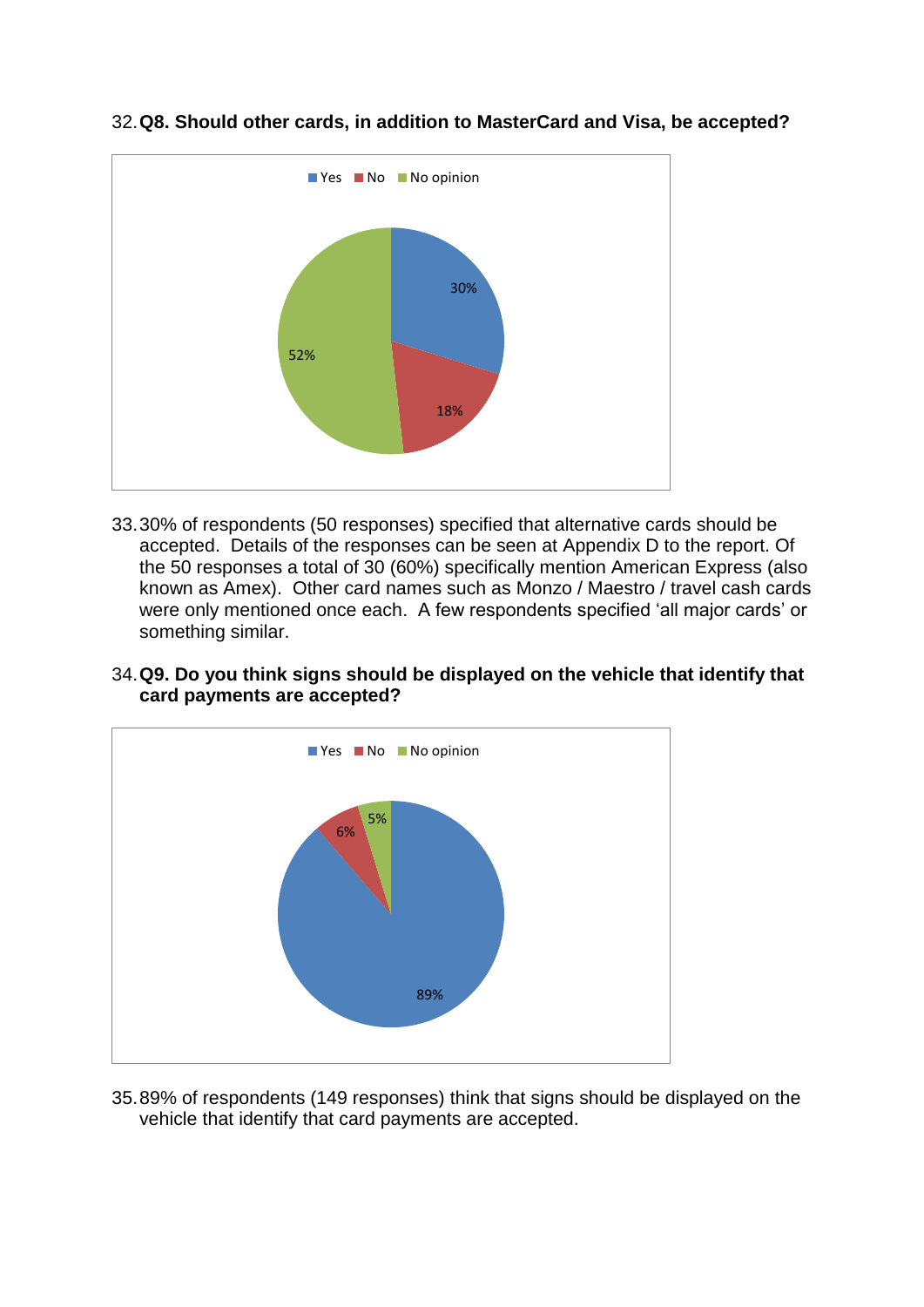32. **Q8. Should other cards, in addition to MasterCard and Visa, be accepted?**

Yes | No | No opinion

30% | 18% | 52%

33. 30% of respondents (50 responses) specified that alternative cards should be accepted. Details of the responses can be seen at Appendix D to the report. Of the 50 responses a total of 30 (60%) specifically mention American Express (also known as Amex). Other card names such as Monzo / Maestro / travel cash cards were only mentioned once each. A few respondents specified 'all major cards' or something similar.

34. **Q9. Do you think signs should be displayed on the vehicle that identify that card payments are accepted?**

Yes | No | No opinion

89% | 6% | 5%

35. 89% of respondents (149 responses) think that signs should be displayed on the vehicle that identify that card payments are accepted.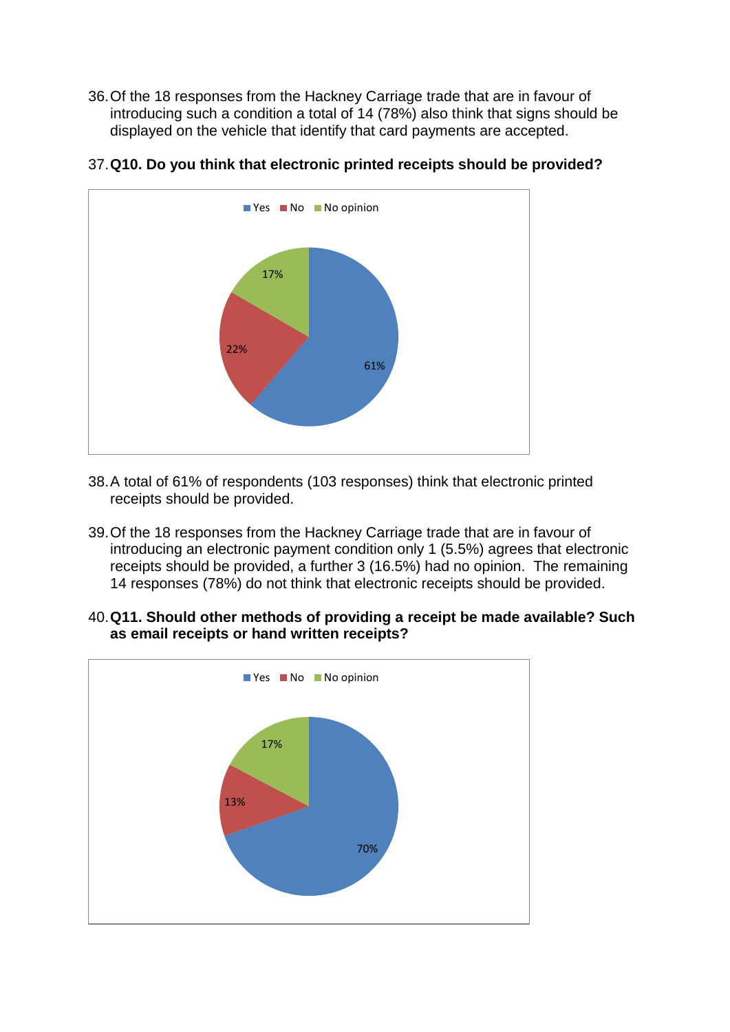36. Of the 18 responses from the Hackney Carriage trade that are in favour of introducing such a condition a total of 14 (78%) also think that signs should be displayed on the vehicle that identify that card payments are accepted.

37. **Q10. Do you think that electronic printed receipts should be provided?**

38. A total of 61% of respondents (103 responses) think that electronic printed receipts should be provided.

39. Of the 18 responses from the Hackney Carriage trade that are in favour of introducing an electronic payment condition only 1 (5.5%) agrees that electronic receipts should be provided, a further 3 (16.5%) had no opinion. The remaining 14 responses (78%) do not think that electronic receipts should be provided.

40. **Q11. Should other methods of providing a receipt be made available? Such as email receipts or hand written receipts?**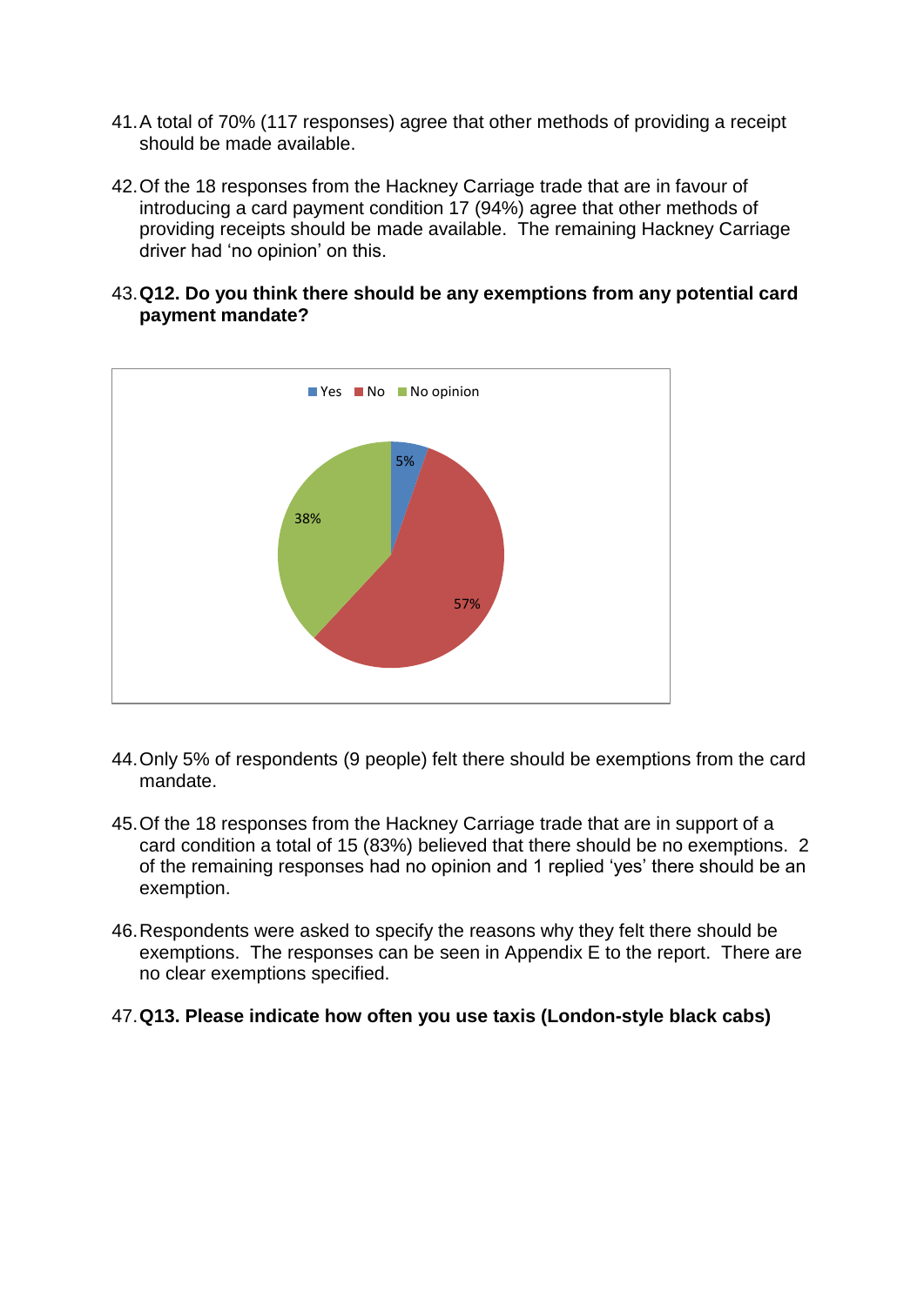41. A total of 70% (117 responses) agree that other methods of providing a receipt should be made available.

42. Of the 18 responses from the Hackney Carriage trade that are in favour of introducing a card payment condition 17 (94%) agree that other methods of providing receipts should be made available. The remaining Hackney Carriage driver had 'no opinion' on this.

43. **Q12. Do you think there should be any exemptions from any potential card payment mandate?**

Yes No No opinion

5%

38%

57%

44. Only 5% of respondents (9 people) felt there should be exemptions from the card mandate.

45. Of the 18 responses from the Hackney Carriage trade that are in support of a card condition a total of 15 (83%) believed that there should be no exemptions. 2 of the remaining responses had no opinion and 1 replied 'yes' there should be an exemption.

46. Respondents were asked to specify the reasons why they felt there should be exemptions. The responses can be seen in Appendix E to the report. There are no clear exemptions specified.

47. **Q13. Please indicate how often you use taxis (London-style black cabs)**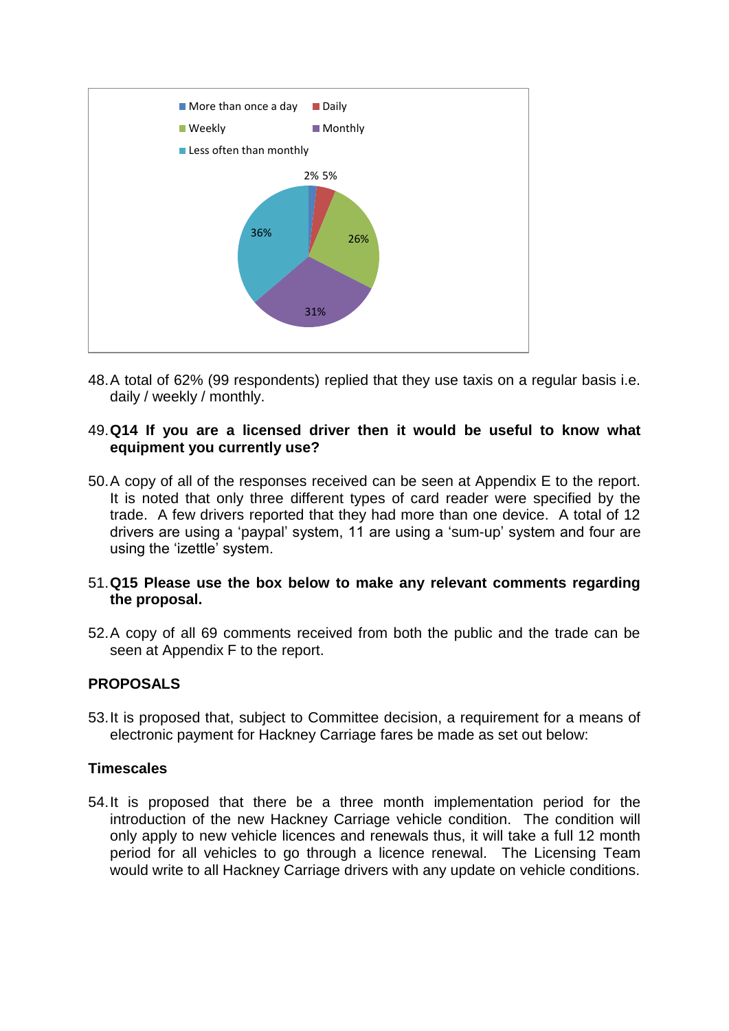- More than once a day: 2%
- Daily: 5%
- Weekly: 26%
- Monthly: 31%
- Less often than monthly: 36%

48. A total of 62% (99 respondents) replied that they use taxis on a regular basis i.e. daily / weekly / monthly.

49. **Q14 If you are a licensed driver then it would be useful to know what equipment you currently use?**

50. A copy of all of the responses received can be seen at Appendix E to the report. It is noted that only three different types of card reader were specified by the trade. A few drivers reported that they had more than one device. A total of 12 drivers are using a 'paypal' system, 11 are using a 'sum-up' system and four are using the 'izettle' system.

51. **Q15 Please use the box below to make any relevant comments regarding the proposal.**

52. A copy of all 69 comments received from both the public and the trade can be seen at Appendix F to the report.

## PROPOSALS

53. It is proposed that, subject to Committee decision, a requirement for a means of electronic payment for Hackney Carriage fares be made as set out below:

### Timescales

54. It is proposed that there be a three month implementation period for the introduction of the new Hackney Carriage vehicle condition. The condition will only apply to new vehicle licences and renewals thus, it will take a full 12 month period for all vehicles to go through a licence renewal. The Licensing Team would write to all Hackney Carriage drivers with any update on vehicle conditions.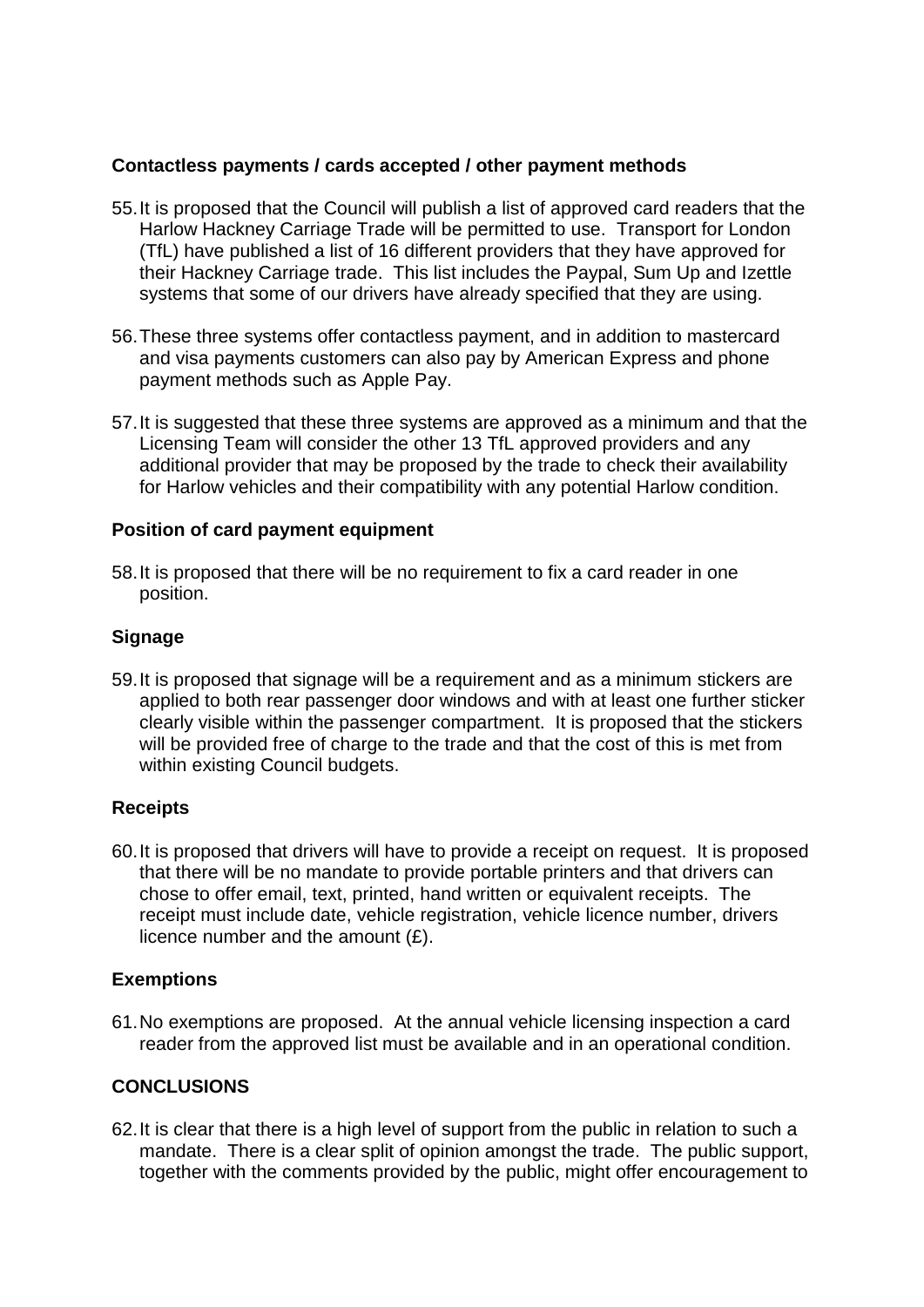**Contactless payments / cards accepted / other payment methods**

55. It is proposed that the Council will publish a list of approved card readers that the Harlow Hackney Carriage Trade will be permitted to use. Transport for London (TfL) have published a list of 16 different providers that they have approved for their Hackney Carriage trade. This list includes the Paypal, Sum Up and Izettle systems that some of our drivers have already specified that they are using.

56. These three systems offer contactless payment, and in addition to mastercard and visa payments customers can also pay by American Express and phone payment methods such as Apple Pay.

57. It is suggested that these three systems are approved as a minimum and that the Licensing Team will consider the other 13 TfL approved providers and any additional provider that may be proposed by the trade to check their availability for Harlow vehicles and their compatibility with any potential Harlow condition.

**Position of card payment equipment**

58. It is proposed that there will be no requirement to fix a card reader in one position.

**Signage**

59. It is proposed that signage will be a requirement and as a minimum stickers are applied to both rear passenger door windows and with at least one further sticker clearly visible within the passenger compartment. It is proposed that the stickers will be provided free of charge to the trade and that the cost of this is met from within existing Council budgets.

**Receipts**

60. It is proposed that drivers will have to provide a receipt on request. It is proposed that there will be no mandate to provide portable printers and that drivers can chose to offer email, text, printed, hand written or equivalent receipts. The receipt must include date, vehicle registration, vehicle licence number, drivers licence number and the amount (£).

**Exemptions**

61. No exemptions are proposed. At the annual vehicle licensing inspection a card reader from the approved list must be available and in an operational condition.

**CONCLUSIONS**

62. It is clear that there is a high level of support from the public in relation to such a mandate. There is a clear split of opinion amongst the trade. The public support, together with the comments provided by the public, might offer encouragement to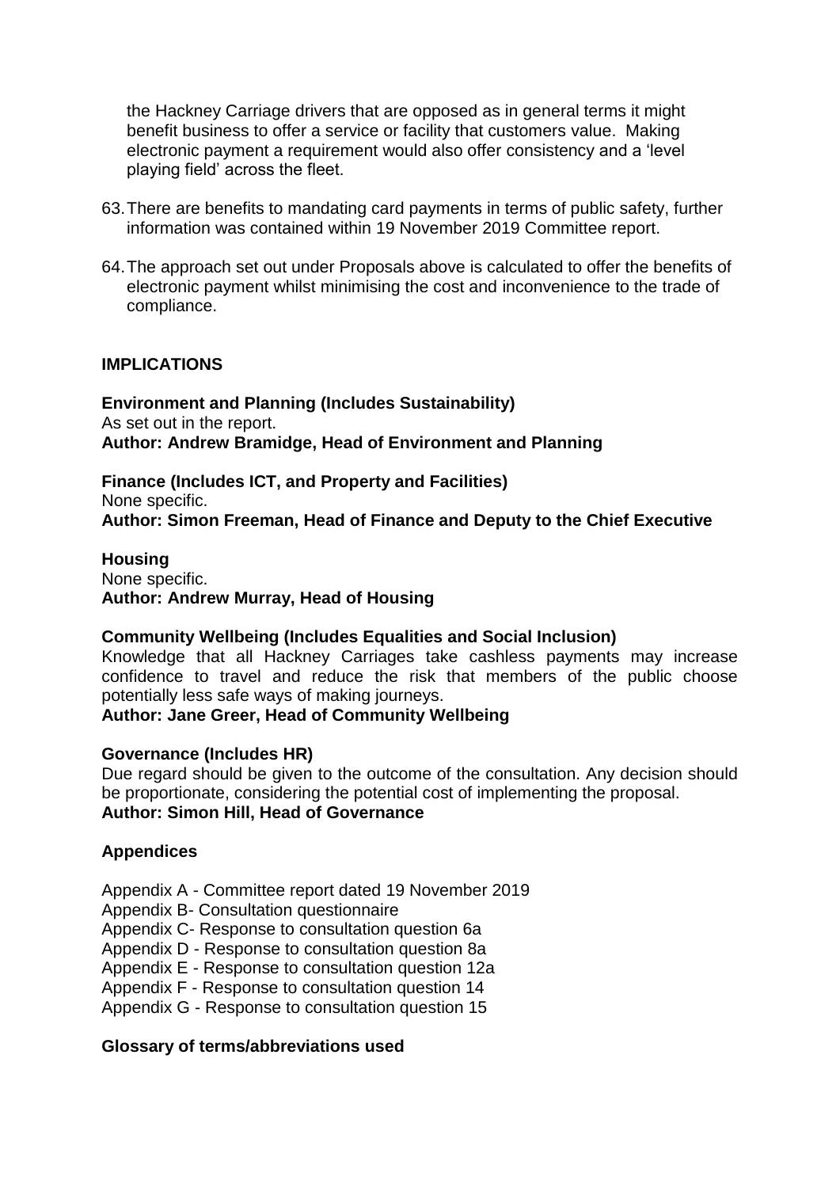the Hackney Carriage drivers that are opposed as in general terms it might benefit business to offer a service or facility that customers value. Making electronic payment a requirement would also offer consistency and a 'level playing field' across the fleet.

63. There are benefits to mandating card payments in terms of public safety, further information was contained within 19 November 2019 Committee report.

64. The approach set out under Proposals above is calculated to offer the benefits of electronic payment whilst minimising the cost and inconvenience to the trade of compliance.

## IMPLICATIONS

**Environment and Planning (Includes Sustainability)**
As set out in the report.
**Author: Andrew Bramidge, Head of Environment and Planning**

**Finance (Includes ICT, and Property and Facilities)**
None specific.
**Author: Simon Freeman, Head of Finance and Deputy to the Chief Executive**

**Housing**
None specific.
**Author: Andrew Murray, Head of Housing**

**Community Wellbeing (Includes Equalities and Social Inclusion)**
Knowledge that all Hackney Carriages take cashless payments may increase confidence to travel and reduce the risk that members of the public choose potentially less safe ways of making journeys.
**Author: Jane Greer, Head of Community Wellbeing**

**Governance (Includes HR)**
Due regard should be given to the outcome of the consultation. Any decision should be proportionate, considering the potential cost of implementing the proposal.
**Author: Simon Hill, Head of Governance**

**Appendices**

Appendix A - Committee report dated 19 November 2019
Appendix B- Consultation questionnaire
Appendix C- Response to consultation question 6a
Appendix D - Response to consultation question 8a
Appendix E - Response to consultation question 12a
Appendix F - Response to consultation question 14
Appendix G - Response to consultation question 15

**Glossary of terms/abbreviations used**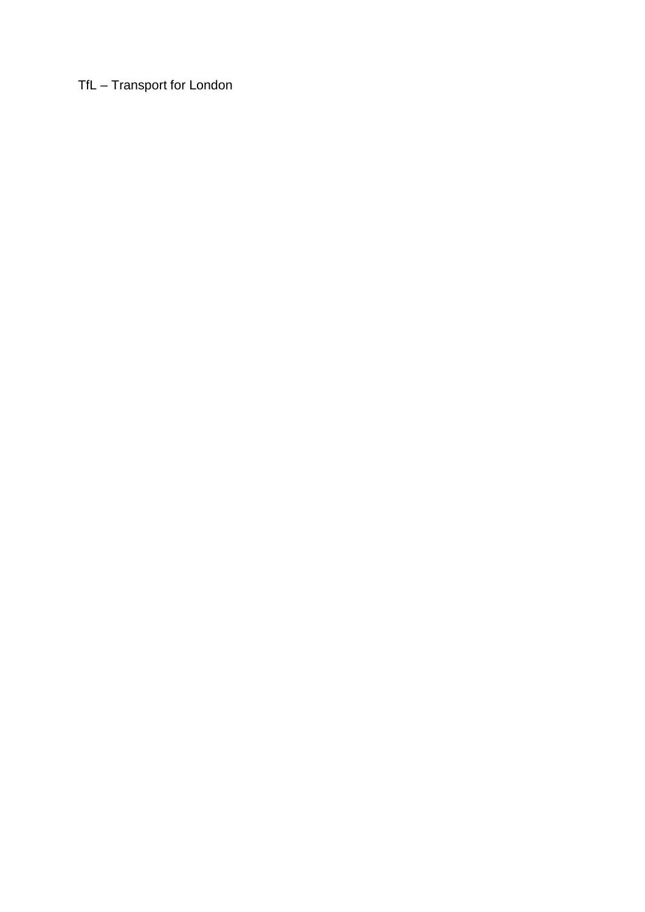TfL – Transport for London